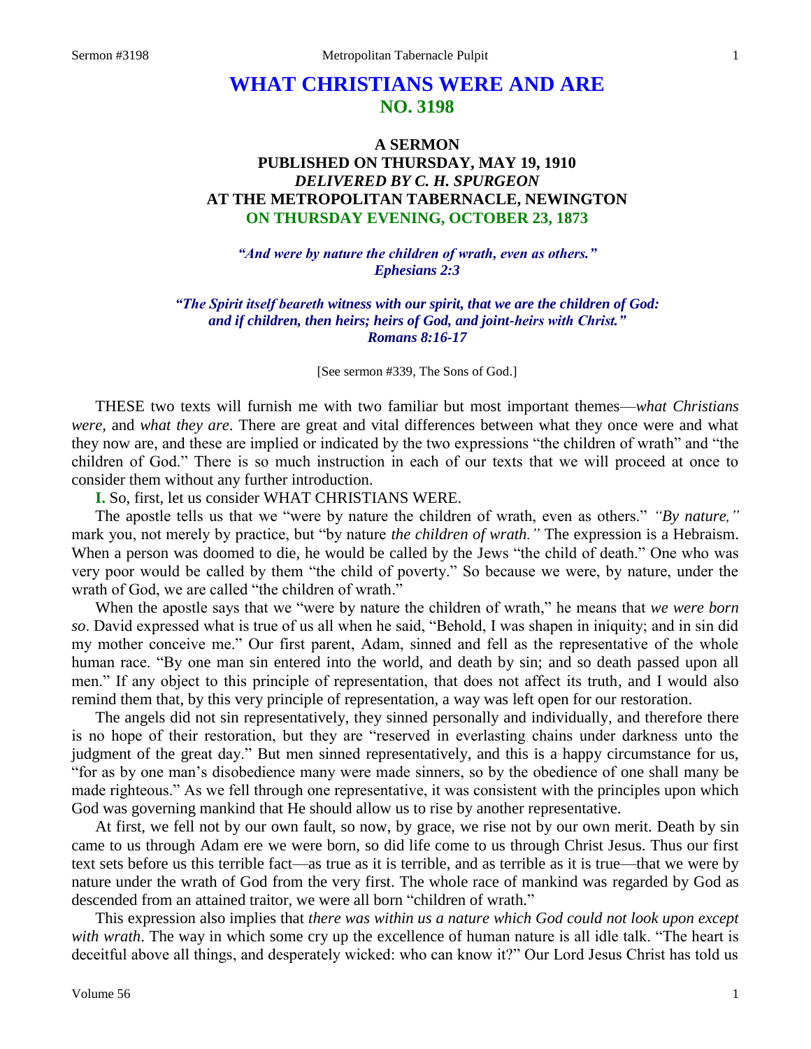# WHAT CHRISTIANS WERE AND ARE
## NO. 3198

### A SERMON
### PUBLISHED ON THURSDAY, MAY 19, 1910
### *DELIVERED BY C. H. SPURGEON*
### AT THE METROPOLITAN TABERNACLE, NEWINGTON
### ON THURSDAY EVENING, OCTOBER 23, 1873

*"And were by nature the children of wrath, even as others."*
*Ephesians 2:3*

*"The Spirit itself beareth witness with our spirit, that we are the children of God: and if children, then heirs; heirs of God, and joint-heirs with Christ."*
*Romans 8:16-17*

[See sermon #339, The Sons of God.]

THESE two texts will furnish me with two familiar but most important themes—*what Christians were,* and *what they are*. There are great and vital differences between what they once were and what they now are, and these are implied or indicated by the two expressions "the children of wrath" and "the children of God." There is so much instruction in each of our texts that we will proceed at once to consider them without any further introduction.

**I.** So, first, let us consider WHAT CHRISTIANS WERE.

The apostle tells us that we "were by nature the children of wrath, even as others." *"By nature,"* mark you, not merely by practice, but "by nature *the children of wrath."* The expression is a Hebraism. When a person was doomed to die, he would be called by the Jews "the child of death." One who was very poor would be called by them "the child of poverty." So because we were, by nature, under the wrath of God, we are called "the children of wrath."

When the apostle says that we "were by nature the children of wrath," he means that *we were born so*. David expressed what is true of us all when he said, "Behold, I was shapen in iniquity; and in sin did my mother conceive me." Our first parent, Adam, sinned and fell as the representative of the whole human race. "By one man sin entered into the world, and death by sin; and so death passed upon all men." If any object to this principle of representation, that does not affect its truth, and I would also remind them that, by this very principle of representation, a way was left open for our restoration.

The angels did not sin representatively, they sinned personally and individually, and therefore there is no hope of their restoration, but they are "reserved in everlasting chains under darkness unto the judgment of the great day." But men sinned representatively, and this is a happy circumstance for us, "for as by one man's disobedience many were made sinners, so by the obedience of one shall many be made righteous." As we fell through one representative, it was consistent with the principles upon which God was governing mankind that He should allow us to rise by another representative.

At first, we fell not by our own fault, so now, by grace, we rise not by our own merit. Death by sin came to us through Adam ere we were born, so did life come to us through Christ Jesus. Thus our first text sets before us this terrible fact—as true as it is terrible, and as terrible as it is true—that we were by nature under the wrath of God from the very first. The whole race of mankind was regarded by God as descended from an attained traitor, we were all born "children of wrath."

This expression also implies that *there was within us a nature which God could not look upon except with wrath*. The way in which some cry up the excellence of human nature is all idle talk. "The heart is deceitful above all things, and desperately wicked: who can know it?" Our Lord Jesus Christ has told us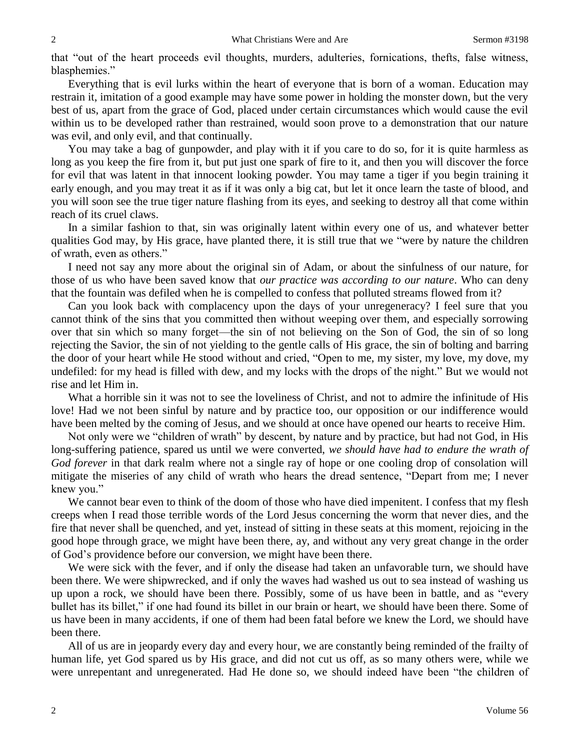that "out of the heart proceeds evil thoughts, murders, adulteries, fornications, thefts, false witness, blasphemies."

Everything that is evil lurks within the heart of everyone that is born of a woman. Education may restrain it, imitation of a good example may have some power in holding the monster down, but the very best of us, apart from the grace of God, placed under certain circumstances which would cause the evil within us to be developed rather than restrained, would soon prove to a demonstration that our nature was evil, and only evil, and that continually.

You may take a bag of gunpowder, and play with it if you care to do so, for it is quite harmless as long as you keep the fire from it, but put just one spark of fire to it, and then you will discover the force for evil that was latent in that innocent looking powder. You may tame a tiger if you begin training it early enough, and you may treat it as if it was only a big cat, but let it once learn the taste of blood, and you will soon see the true tiger nature flashing from its eyes, and seeking to destroy all that come within reach of its cruel claws.

In a similar fashion to that, sin was originally latent within every one of us, and whatever better qualities God may, by His grace, have planted there, it is still true that we "were by nature the children of wrath, even as others."

I need not say any more about the original sin of Adam, or about the sinfulness of our nature, for those of us who have been saved know that *our practice was according to our nature*. Who can deny that the fountain was defiled when he is compelled to confess that polluted streams flowed from it?

Can you look back with complacency upon the days of your unregeneracy? I feel sure that you cannot think of the sins that you committed then without weeping over them, and especially sorrowing over that sin which so many forget—the sin of not believing on the Son of God, the sin of so long rejecting the Savior, the sin of not yielding to the gentle calls of His grace, the sin of bolting and barring the door of your heart while He stood without and cried, "Open to me, my sister, my love, my dove, my undefiled: for my head is filled with dew, and my locks with the drops of the night." But we would not rise and let Him in.

What a horrible sin it was not to see the loveliness of Christ, and not to admire the infinitude of His love! Had we not been sinful by nature and by practice too, our opposition or our indifference would have been melted by the coming of Jesus, and we should at once have opened our hearts to receive Him.

Not only were we "children of wrath" by descent, by nature and by practice, but had not God, in His long-suffering patience, spared us until we were converted, *we should have had to endure the wrath of God forever* in that dark realm where not a single ray of hope or one cooling drop of consolation will mitigate the miseries of any child of wrath who hears the dread sentence, "Depart from me; I never knew you."

We cannot bear even to think of the doom of those who have died impenitent. I confess that my flesh creeps when I read those terrible words of the Lord Jesus concerning the worm that never dies, and the fire that never shall be quenched, and yet, instead of sitting in these seats at this moment, rejoicing in the good hope through grace, we might have been there, ay, and without any very great change in the order of God's providence before our conversion, we might have been there.

We were sick with the fever, and if only the disease had taken an unfavorable turn, we should have been there. We were shipwrecked, and if only the waves had washed us out to sea instead of washing us up upon a rock, we should have been there. Possibly, some of us have been in battle, and as "every bullet has its billet," if one had found its billet in our brain or heart, we should have been there. Some of us have been in many accidents, if one of them had been fatal before we knew the Lord, we should have been there.

All of us are in jeopardy every day and every hour, we are constantly being reminded of the frailty of human life, yet God spared us by His grace, and did not cut us off, as so many others were, while we were unrepentant and unregenerated. Had He done so, we should indeed have been "the children of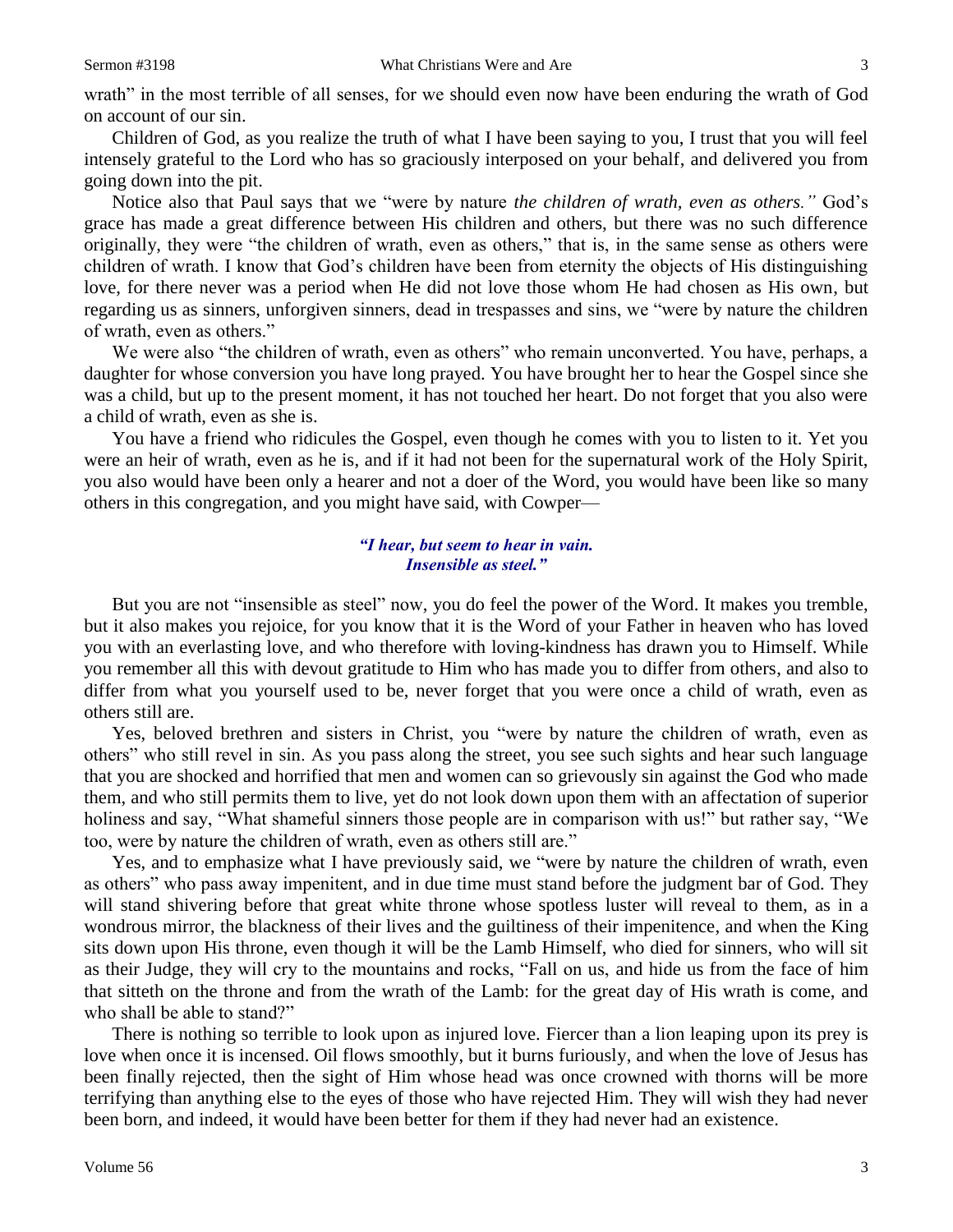wrath" in the most terrible of all senses, for we should even now have been enduring the wrath of God on account of our sin.

Children of God, as you realize the truth of what I have been saying to you, I trust that you will feel intensely grateful to the Lord who has so graciously interposed on your behalf, and delivered you from going down into the pit.

Notice also that Paul says that we "were by nature *the children of wrath, even as others."* God's grace has made a great difference between His children and others, but there was no such difference originally, they were "the children of wrath, even as others," that is, in the same sense as others were children of wrath. I know that God's children have been from eternity the objects of His distinguishing love, for there never was a period when He did not love those whom He had chosen as His own, but regarding us as sinners, unforgiven sinners, dead in trespasses and sins, we "were by nature the children of wrath, even as others."

We were also "the children of wrath, even as others" who remain unconverted. You have, perhaps, a daughter for whose conversion you have long prayed. You have brought her to hear the Gospel since she was a child, but up to the present moment, it has not touched her heart. Do not forget that you also were a child of wrath, even as she is.

You have a friend who ridicules the Gospel, even though he comes with you to listen to it. Yet you were an heir of wrath, even as he is, and if it had not been for the supernatural work of the Holy Spirit, you also would have been only a hearer and not a doer of the Word, you would have been like so many others in this congregation, and you might have said, with Cowper—

> ***"I hear, but seem to hear in vain.***
> ***Insensible as steel."***

But you are not "insensible as steel" now, you do feel the power of the Word. It makes you tremble, but it also makes you rejoice, for you know that it is the Word of your Father in heaven who has loved you with an everlasting love, and who therefore with loving-kindness has drawn you to Himself. While you remember all this with devout gratitude to Him who has made you to differ from others, and also to differ from what you yourself used to be, never forget that you were once a child of wrath, even as others still are.

Yes, beloved brethren and sisters in Christ, you "were by nature the children of wrath, even as others" who still revel in sin. As you pass along the street, you see such sights and hear such language that you are shocked and horrified that men and women can so grievously sin against the God who made them, and who still permits them to live, yet do not look down upon them with an affectation of superior holiness and say, "What shameful sinners those people are in comparison with us!" but rather say, "We too, were by nature the children of wrath, even as others still are."

Yes, and to emphasize what I have previously said, we "were by nature the children of wrath, even as others" who pass away impenitent, and in due time must stand before the judgment bar of God. They will stand shivering before that great white throne whose spotless luster will reveal to them, as in a wondrous mirror, the blackness of their lives and the guiltiness of their impenitence, and when the King sits down upon His throne, even though it will be the Lamb Himself, who died for sinners, who will sit as their Judge, they will cry to the mountains and rocks, "Fall on us, and hide us from the face of him that sitteth on the throne and from the wrath of the Lamb: for the great day of His wrath is come, and who shall be able to stand?"

There is nothing so terrible to look upon as injured love. Fiercer than a lion leaping upon its prey is love when once it is incensed. Oil flows smoothly, but it burns furiously, and when the love of Jesus has been finally rejected, then the sight of Him whose head was once crowned with thorns will be more terrifying than anything else to the eyes of those who have rejected Him. They will wish they had never been born, and indeed, it would have been better for them if they had never had an existence.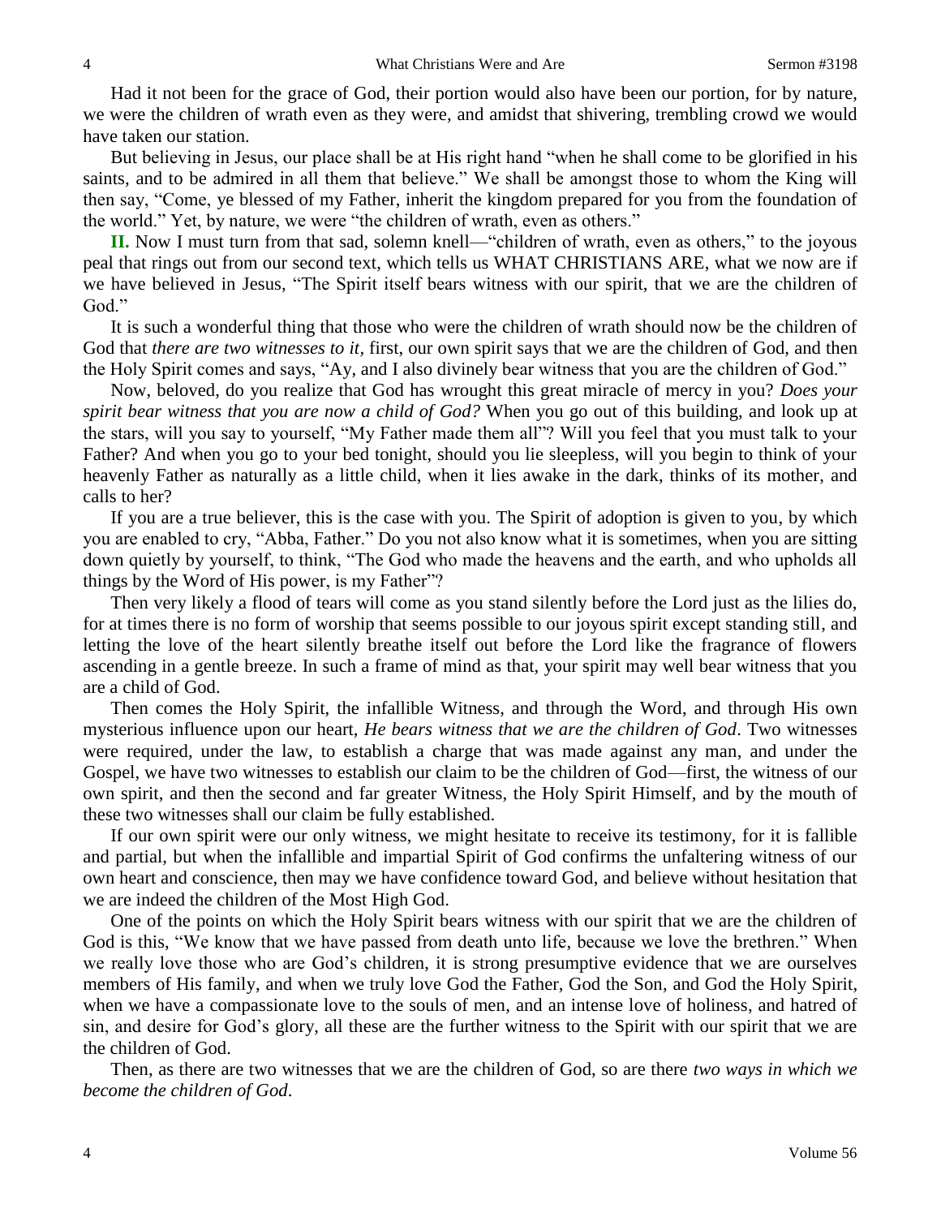Had it not been for the grace of God, their portion would also have been our portion, for by nature, we were the children of wrath even as they were, and amidst that shivering, trembling crowd we would have taken our station.

But believing in Jesus, our place shall be at His right hand "when he shall come to be glorified in his saints, and to be admired in all them that believe." We shall be amongst those to whom the King will then say, "Come, ye blessed of my Father, inherit the kingdom prepared for you from the foundation of the world." Yet, by nature, we were "the children of wrath, even as others."

**II.** Now I must turn from that sad, solemn knell—"children of wrath, even as others," to the joyous peal that rings out from our second text, which tells us WHAT CHRISTIANS ARE, what we now are if we have believed in Jesus, "The Spirit itself bears witness with our spirit, that we are the children of God."

It is such a wonderful thing that those who were the children of wrath should now be the children of God that *there are two witnesses to it*, first, our own spirit says that we are the children of God, and then the Holy Spirit comes and says, "Ay, and I also divinely bear witness that you are the children of God."

Now, beloved, do you realize that God has wrought this great miracle of mercy in you? *Does your spirit bear witness that you are now a child of God?* When you go out of this building, and look up at the stars, will you say to yourself, "My Father made them all"? Will you feel that you must talk to your Father? And when you go to your bed tonight, should you lie sleepless, will you begin to think of your heavenly Father as naturally as a little child, when it lies awake in the dark, thinks of its mother, and calls to her?

If you are a true believer, this is the case with you. The Spirit of adoption is given to you, by which you are enabled to cry, "Abba, Father." Do you not also know what it is sometimes, when you are sitting down quietly by yourself, to think, "The God who made the heavens and the earth, and who upholds all things by the Word of His power, is my Father"?

Then very likely a flood of tears will come as you stand silently before the Lord just as the lilies do, for at times there is no form of worship that seems possible to our joyous spirit except standing still, and letting the love of the heart silently breathe itself out before the Lord like the fragrance of flowers ascending in a gentle breeze. In such a frame of mind as that, your spirit may well bear witness that you are a child of God.

Then comes the Holy Spirit, the infallible Witness, and through the Word, and through His own mysterious influence upon our heart, *He bears witness that we are the children of God*. Two witnesses were required, under the law, to establish a charge that was made against any man, and under the Gospel, we have two witnesses to establish our claim to be the children of God—first, the witness of our own spirit, and then the second and far greater Witness, the Holy Spirit Himself, and by the mouth of these two witnesses shall our claim be fully established.

If our own spirit were our only witness, we might hesitate to receive its testimony, for it is fallible and partial, but when the infallible and impartial Spirit of God confirms the unfaltering witness of our own heart and conscience, then may we have confidence toward God, and believe without hesitation that we are indeed the children of the Most High God.

One of the points on which the Holy Spirit bears witness with our spirit that we are the children of God is this, "We know that we have passed from death unto life, because we love the brethren." When we really love those who are God's children, it is strong presumptive evidence that we are ourselves members of His family, and when we truly love God the Father, God the Son, and God the Holy Spirit, when we have a compassionate love to the souls of men, and an intense love of holiness, and hatred of sin, and desire for God's glory, all these are the further witness to the Spirit with our spirit that we are the children of God.

Then, as there are two witnesses that we are the children of God, so are there *two ways in which we become the children of God*.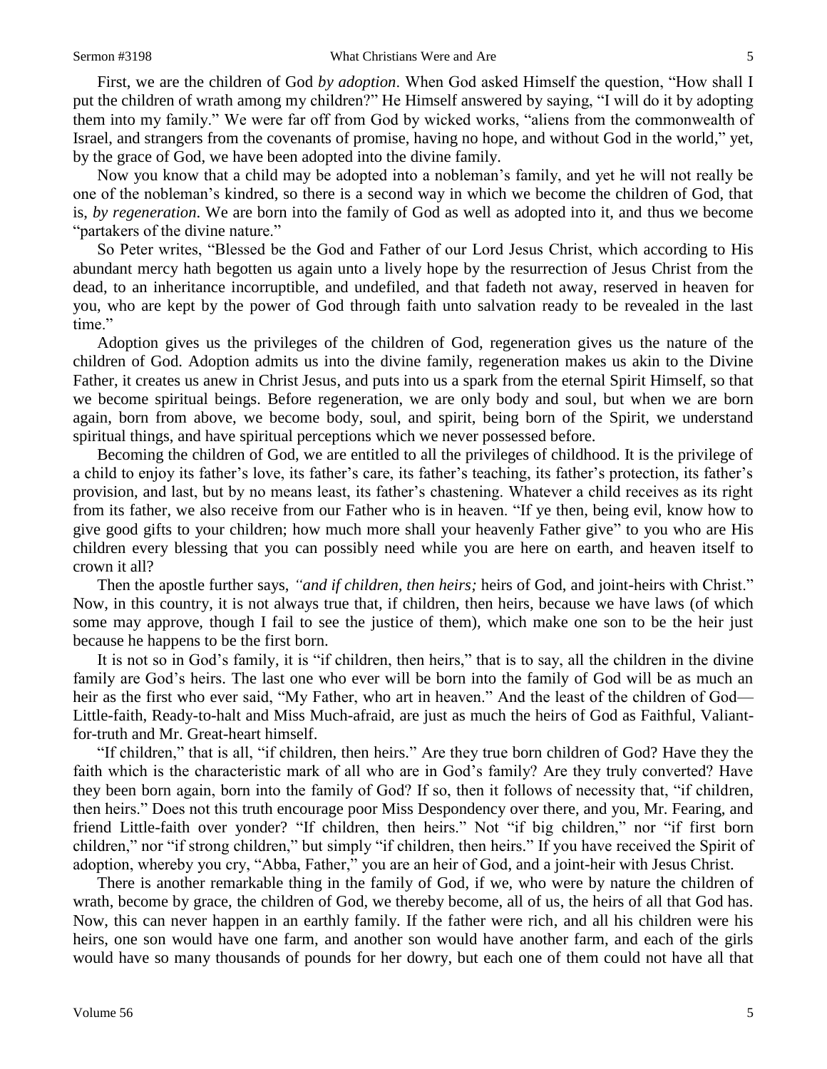First, we are the children of God *by adoption*. When God asked Himself the question, "How shall I put the children of wrath among my children?" He Himself answered by saying, "I will do it by adopting them into my family." We were far off from God by wicked works, "aliens from the commonwealth of Israel, and strangers from the covenants of promise, having no hope, and without God in the world," yet, by the grace of God, we have been adopted into the divine family.

Now you know that a child may be adopted into a nobleman's family, and yet he will not really be one of the nobleman's kindred, so there is a second way in which we become the children of God, that is, *by regeneration*. We are born into the family of God as well as adopted into it, and thus we become "partakers of the divine nature."

So Peter writes, "Blessed be the God and Father of our Lord Jesus Christ, which according to His abundant mercy hath begotten us again unto a lively hope by the resurrection of Jesus Christ from the dead, to an inheritance incorruptible, and undefiled, and that fadeth not away, reserved in heaven for you, who are kept by the power of God through faith unto salvation ready to be revealed in the last time."

Adoption gives us the privileges of the children of God, regeneration gives us the nature of the children of God. Adoption admits us into the divine family, regeneration makes us akin to the Divine Father, it creates us anew in Christ Jesus, and puts into us a spark from the eternal Spirit Himself, so that we become spiritual beings. Before regeneration, we are only body and soul, but when we are born again, born from above, we become body, soul, and spirit, being born of the Spirit, we understand spiritual things, and have spiritual perceptions which we never possessed before.

Becoming the children of God, we are entitled to all the privileges of childhood. It is the privilege of a child to enjoy its father's love, its father's care, its father's teaching, its father's protection, its father's provision, and last, but by no means least, its father's chastening. Whatever a child receives as its right from its father, we also receive from our Father who is in heaven. "If ye then, being evil, know how to give good gifts to your children; how much more shall your heavenly Father give" to you who are His children every blessing that you can possibly need while you are here on earth, and heaven itself to crown it all?

Then the apostle further says, *"and if children, then heirs;* heirs of God, and joint-heirs with Christ." Now, in this country, it is not always true that, if children, then heirs, because we have laws (of which some may approve, though I fail to see the justice of them), which make one son to be the heir just because he happens to be the first born.

It is not so in God's family, it is "if children, then heirs," that is to say, all the children in the divine family are God's heirs. The last one who ever will be born into the family of God will be as much an heir as the first who ever said, "My Father, who art in heaven." And the least of the children of God—Little-faith, Ready-to-halt and Miss Much-afraid, are just as much the heirs of God as Faithful, Valiant-for-truth and Mr. Great-heart himself.

"If children," that is all, "if children, then heirs." Are they true born children of God? Have they the faith which is the characteristic mark of all who are in God's family? Are they truly converted? Have they been born again, born into the family of God? If so, then it follows of necessity that, "if children, then heirs." Does not this truth encourage poor Miss Despondency over there, and you, Mr. Fearing, and friend Little-faith over yonder? "If children, then heirs." Not "if big children," nor "if first born children," nor "if strong children," but simply "if children, then heirs." If you have received the Spirit of adoption, whereby you cry, "Abba, Father," you are an heir of God, and a joint-heir with Jesus Christ.

There is another remarkable thing in the family of God, if we, who were by nature the children of wrath, become by grace, the children of God, we thereby become, all of us, the heirs of all that God has. Now, this can never happen in an earthly family. If the father were rich, and all his children were his heirs, one son would have one farm, and another son would have another farm, and each of the girls would have so many thousands of pounds for her dowry, but each one of them could not have all that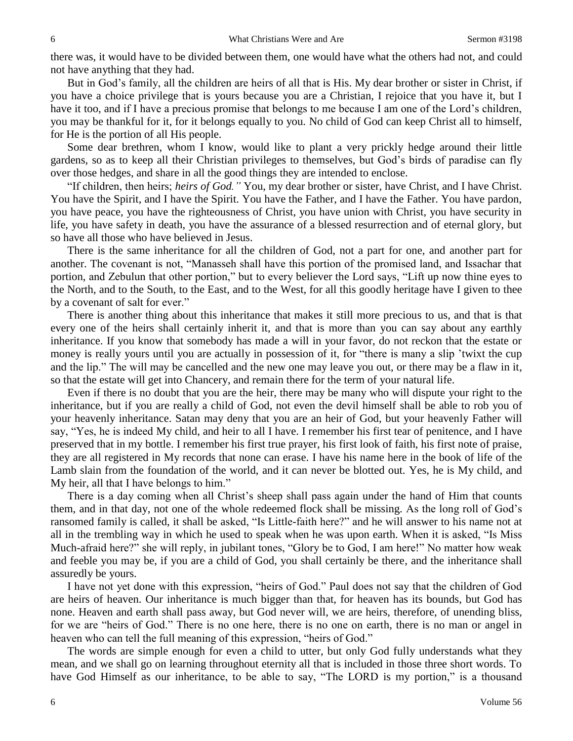there was, it would have to be divided between them, one would have what the others had not, and could not have anything that they had.

But in God's family, all the children are heirs of all that is His. My dear brother or sister in Christ, if you have a choice privilege that is yours because you are a Christian, I rejoice that you have it, but I have it too, and if I have a precious promise that belongs to me because I am one of the Lord's children, you may be thankful for it, for it belongs equally to you. No child of God can keep Christ all to himself, for He is the portion of all His people.

Some dear brethren, whom I know, would like to plant a very prickly hedge around their little gardens, so as to keep all their Christian privileges to themselves, but God's birds of paradise can fly over those hedges, and share in all the good things they are intended to enclose.

"If children, then heirs; *heirs of God."* You, my dear brother or sister, have Christ, and I have Christ. You have the Spirit, and I have the Spirit. You have the Father, and I have the Father. You have pardon, you have peace, you have the righteousness of Christ, you have union with Christ, you have security in life, you have safety in death, you have the assurance of a blessed resurrection and of eternal glory, but so have all those who have believed in Jesus.

There is the same inheritance for all the children of God, not a part for one, and another part for another. The covenant is not, "Manasseh shall have this portion of the promised land, and Issachar that portion, and Zebulun that other portion," but to every believer the Lord says, "Lift up now thine eyes to the North, and to the South, to the East, and to the West, for all this goodly heritage have I given to thee by a covenant of salt for ever."

There is another thing about this inheritance that makes it still more precious to us, and that is that every one of the heirs shall certainly inherit it, and that is more than you can say about any earthly inheritance. If you know that somebody has made a will in your favor, do not reckon that the estate or money is really yours until you are actually in possession of it, for "there is many a slip 'twixt the cup and the lip." The will may be cancelled and the new one may leave you out, or there may be a flaw in it, so that the estate will get into Chancery, and remain there for the term of your natural life.

Even if there is no doubt that you are the heir, there may be many who will dispute your right to the inheritance, but if you are really a child of God, not even the devil himself shall be able to rob you of your heavenly inheritance. Satan may deny that you are an heir of God, but your heavenly Father will say, "Yes, he is indeed My child, and heir to all I have. I remember his first tear of penitence, and I have preserved that in my bottle. I remember his first true prayer, his first look of faith, his first note of praise, they are all registered in My records that none can erase. I have his name here in the book of life of the Lamb slain from the foundation of the world, and it can never be blotted out. Yes, he is My child, and My heir, all that I have belongs to him."

There is a day coming when all Christ's sheep shall pass again under the hand of Him that counts them, and in that day, not one of the whole redeemed flock shall be missing. As the long roll of God's ransomed family is called, it shall be asked, "Is Little-faith here?" and he will answer to his name not at all in the trembling way in which he used to speak when he was upon earth. When it is asked, "Is Miss Much-afraid here?" she will reply, in jubilant tones, "Glory be to God, I am here!" No matter how weak and feeble you may be, if you are a child of God, you shall certainly be there, and the inheritance shall assuredly be yours.

I have not yet done with this expression, "heirs of God." Paul does not say that the children of God are heirs of heaven. Our inheritance is much bigger than that, for heaven has its bounds, but God has none. Heaven and earth shall pass away, but God never will, we are heirs, therefore, of unending bliss, for we are "heirs of God." There is no one here, there is no one on earth, there is no man or angel in heaven who can tell the full meaning of this expression, "heirs of God."

The words are simple enough for even a child to utter, but only God fully understands what they mean, and we shall go on learning throughout eternity all that is included in those three short words. To have God Himself as our inheritance, to be able to say, "The LORD is my portion," is a thousand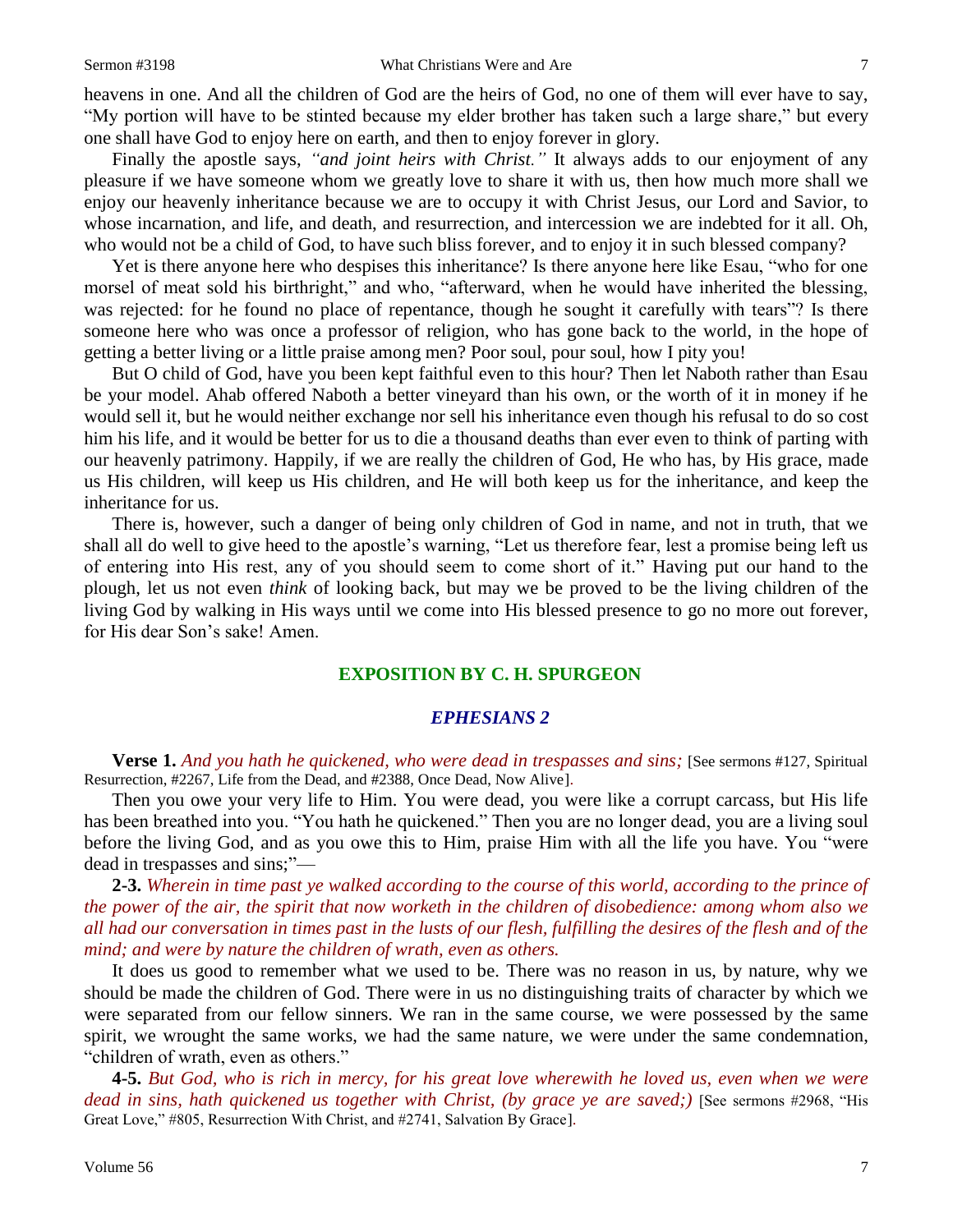heavens in one. And all the children of God are the heirs of God, no one of them will ever have to say, "My portion will have to be stinted because my elder brother has taken such a large share," but every one shall have God to enjoy here on earth, and then to enjoy forever in glory.

Finally the apostle says, *"and joint heirs with Christ."* It always adds to our enjoyment of any pleasure if we have someone whom we greatly love to share it with us, then how much more shall we enjoy our heavenly inheritance because we are to occupy it with Christ Jesus, our Lord and Savior, to whose incarnation, and life, and death, and resurrection, and intercession we are indebted for it all. Oh, who would not be a child of God, to have such bliss forever, and to enjoy it in such blessed company?

Yet is there anyone here who despises this inheritance? Is there anyone here like Esau, "who for one morsel of meat sold his birthright," and who, "afterward, when he would have inherited the blessing, was rejected: for he found no place of repentance, though he sought it carefully with tears"? Is there someone here who was once a professor of religion, who has gone back to the world, in the hope of getting a better living or a little praise among men? Poor soul, pour soul, how I pity you!

But O child of God, have you been kept faithful even to this hour? Then let Naboth rather than Esau be your model. Ahab offered Naboth a better vineyard than his own, or the worth of it in money if he would sell it, but he would neither exchange nor sell his inheritance even though his refusal to do so cost him his life, and it would be better for us to die a thousand deaths than ever even to think of parting with our heavenly patrimony. Happily, if we are really the children of God, He who has, by His grace, made us His children, will keep us His children, and He will both keep us for the inheritance, and keep the inheritance for us.

There is, however, such a danger of being only children of God in name, and not in truth, that we shall all do well to give heed to the apostle's warning, "Let us therefore fear, lest a promise being left us of entering into His rest, any of you should seem to come short of it." Having put our hand to the plough, let us not even *think* of looking back, but may we be proved to be the living children of the living God by walking in His ways until we come into His blessed presence to go no more out forever, for His dear Son's sake! Amen.

## EXPOSITION BY C. H. SPURGEON

### *EPHESIANS 2*

**Verse 1.** *And you hath he quickened, who were dead in trespasses and sins;* [See sermons #127, Spiritual Resurrection, #2267, Life from the Dead, and #2388, Once Dead, Now Alive].

Then you owe your very life to Him. You were dead, you were like a corrupt carcass, but His life has been breathed into you. "You hath he quickened." Then you are no longer dead, you are a living soul before the living God, and as you owe this to Him, praise Him with all the life you have. You "were dead in trespasses and sins;"—

**2-3.** *Wherein in time past ye walked according to the course of this world, according to the prince of the power of the air, the spirit that now worketh in the children of disobedience: among whom also we all had our conversation in times past in the lusts of our flesh, fulfilling the desires of the flesh and of the mind; and were by nature the children of wrath, even as others.*

It does us good to remember what we used to be. There was no reason in us, by nature, why we should be made the children of God. There were in us no distinguishing traits of character by which we were separated from our fellow sinners. We ran in the same course, we were possessed by the same spirit, we wrought the same works, we had the same nature, we were under the same condemnation, "children of wrath, even as others."

**4-5.** *But God, who is rich in mercy, for his great love wherewith he loved us, even when we were dead in sins, hath quickened us together with Christ, (by grace ye are saved;)* [See sermons #2968, "His Great Love," #805, Resurrection With Christ, and #2741, Salvation By Grace].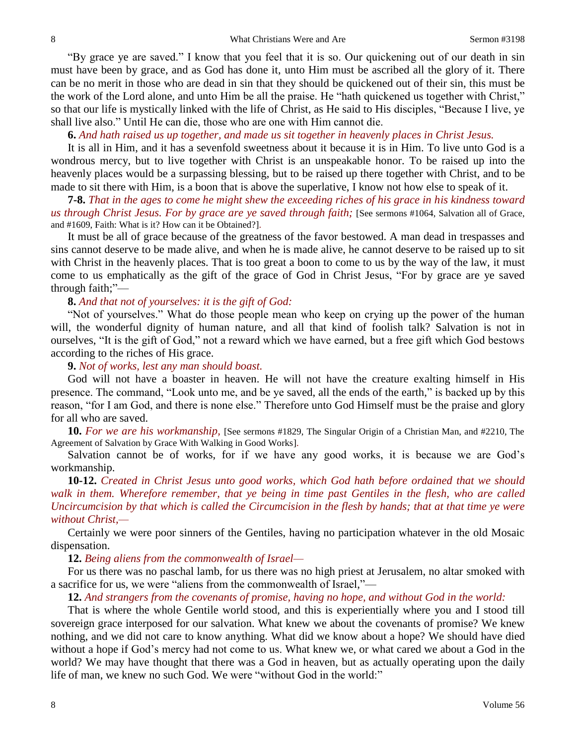"By grace ye are saved." I know that you feel that it is so. Our quickening out of our death in sin must have been by grace, and as God has done it, unto Him must be ascribed all the glory of it. There can be no merit in those who are dead in sin that they should be quickened out of their sin, this must be the work of the Lord alone, and unto Him be all the praise. He "hath quickened us together with Christ," so that our life is mystically linked with the life of Christ, as He said to His disciples, "Because I live, ye shall live also." Until He can die, those who are one with Him cannot die.

**6.** *And hath raised us up together, and made us sit together in heavenly places in Christ Jesus.*

It is all in Him, and it has a sevenfold sweetness about it because it is in Him. To live unto God is a wondrous mercy, but to live together with Christ is an unspeakable honor. To be raised up into the heavenly places would be a surpassing blessing, but to be raised up there together with Christ, and to be made to sit there with Him, is a boon that is above the superlative, I know not how else to speak of it.

**7-8.** *That in the ages to come he might shew the exceeding riches of his grace in his kindness toward us through Christ Jesus. For by grace are ye saved through faith;* [See sermons #1064, Salvation all of Grace, and #1609, Faith: What is it? How can it be Obtained?].

It must be all of grace because of the greatness of the favor bestowed. A man dead in trespasses and sins cannot deserve to be made alive, and when he is made alive, he cannot deserve to be raised up to sit with Christ in the heavenly places. That is too great a boon to come to us by the way of the law, it must come to us emphatically as the gift of the grace of God in Christ Jesus, "For by grace are ye saved through faith;"—

**8.** *And that not of yourselves: it is the gift of God:*

"Not of yourselves." What do those people mean who keep on crying up the power of the human will, the wonderful dignity of human nature, and all that kind of foolish talk? Salvation is not in ourselves, "It is the gift of God," not a reward which we have earned, but a free gift which God bestows according to the riches of His grace.

**9.** *Not of works, lest any man should boast.*

God will not have a boaster in heaven. He will not have the creature exalting himself in His presence. The command, "Look unto me, and be ye saved, all the ends of the earth," is backed up by this reason, "for I am God, and there is none else." Therefore unto God Himself must be the praise and glory for all who are saved.

**10.** *For we are his workmanship,* [See sermons #1829, The Singular Origin of a Christian Man, and #2210, The Agreement of Salvation by Grace With Walking in Good Works].

Salvation cannot be of works, for if we have any good works, it is because we are God's workmanship.

**10-12.** *Created in Christ Jesus unto good works, which God hath before ordained that we should walk in them. Wherefore remember, that ye being in time past Gentiles in the flesh, who are called Uncircumcision by that which is called the Circumcision in the flesh by hands; that at that time ye were without Christ,—*

Certainly we were poor sinners of the Gentiles, having no participation whatever in the old Mosaic dispensation.

**12.** *Being aliens from the commonwealth of Israel—*

For us there was no paschal lamb, for us there was no high priest at Jerusalem, no altar smoked with a sacrifice for us, we were "aliens from the commonwealth of Israel,"—

**12.** *And strangers from the covenants of promise, having no hope, and without God in the world:*

That is where the whole Gentile world stood, and this is experientially where you and I stood till sovereign grace interposed for our salvation. What knew we about the covenants of promise? We knew nothing, and we did not care to know anything. What did we know about a hope? We should have died without a hope if God's mercy had not come to us. What knew we, or what cared we about a God in the world? We may have thought that there was a God in heaven, but as actually operating upon the daily life of man, we knew no such God. We were "without God in the world:"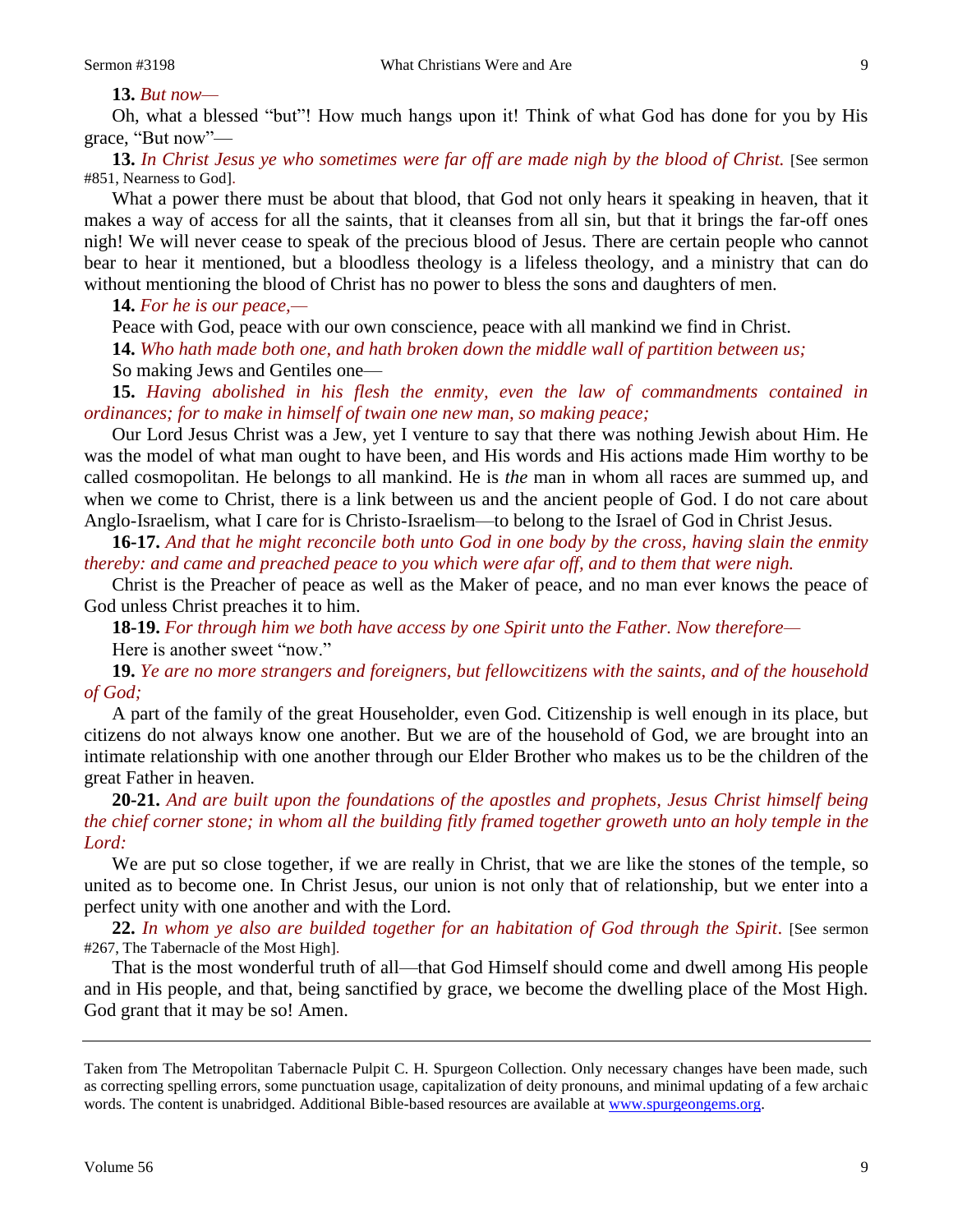**13.** *But now—*

Oh, what a blessed "but"! How much hangs upon it! Think of what God has done for you by His grace, "But now"—

**13.** *In Christ Jesus ye who sometimes were far off are made nigh by the blood of Christ.* [See sermon #851, Nearness to God].

What a power there must be about that blood, that God not only hears it speaking in heaven, that it makes a way of access for all the saints, that it cleanses from all sin, but that it brings the far-off ones nigh! We will never cease to speak of the precious blood of Jesus. There are certain people who cannot bear to hear it mentioned, but a bloodless theology is a lifeless theology, and a ministry that can do without mentioning the blood of Christ has no power to bless the sons and daughters of men.

**14.** *For he is our peace,—*

Peace with God, peace with our own conscience, peace with all mankind we find in Christ.

**14.** *Who hath made both one, and hath broken down the middle wall of partition between us;*

So making Jews and Gentiles one—

**15.** *Having abolished in his flesh the enmity, even the law of commandments contained in ordinances; for to make in himself of twain one new man, so making peace;*

Our Lord Jesus Christ was a Jew, yet I venture to say that there was nothing Jewish about Him. He was the model of what man ought to have been, and His words and His actions made Him worthy to be called cosmopolitan. He belongs to all mankind. He is *the* man in whom all races are summed up, and when we come to Christ, there is a link between us and the ancient people of God. I do not care about Anglo-Israelism, what I care for is Christo-Israelism—to belong to the Israel of God in Christ Jesus.

**16-17.** *And that he might reconcile both unto God in one body by the cross, having slain the enmity thereby: and came and preached peace to you which were afar off, and to them that were nigh.*

Christ is the Preacher of peace as well as the Maker of peace, and no man ever knows the peace of God unless Christ preaches it to him.

**18-19.** *For through him we both have access by one Spirit unto the Father. Now therefore—*

Here is another sweet "now."

**19.** *Ye are no more strangers and foreigners, but fellowcitizens with the saints, and of the household of God;*

A part of the family of the great Householder, even God. Citizenship is well enough in its place, but citizens do not always know one another. But we are of the household of God, we are brought into an intimate relationship with one another through our Elder Brother who makes us to be the children of the great Father in heaven.

**20-21.** *And are built upon the foundations of the apostles and prophets, Jesus Christ himself being the chief corner stone; in whom all the building fitly framed together groweth unto an holy temple in the Lord:*

We are put so close together, if we are really in Christ, that we are like the stones of the temple, so united as to become one. In Christ Jesus, our union is not only that of relationship, but we enter into a perfect unity with one another and with the Lord.

**22.** *In whom ye also are builded together for an habitation of God through the Spirit*. [See sermon #267, The Tabernacle of the Most High].

That is the most wonderful truth of all—that God Himself should come and dwell among His people and in His people, and that, being sanctified by grace, we become the dwelling place of the Most High. God grant that it may be so! Amen.

---

Taken from The Metropolitan Tabernacle Pulpit C. H. Spurgeon Collection. Only necessary changes have been made, such as correcting spelling errors, some punctuation usage, capitalization of deity pronouns, and minimal updating of a few archaic words. The content is unabridged. Additional Bible-based resources are available at www.spurgeongems.org.